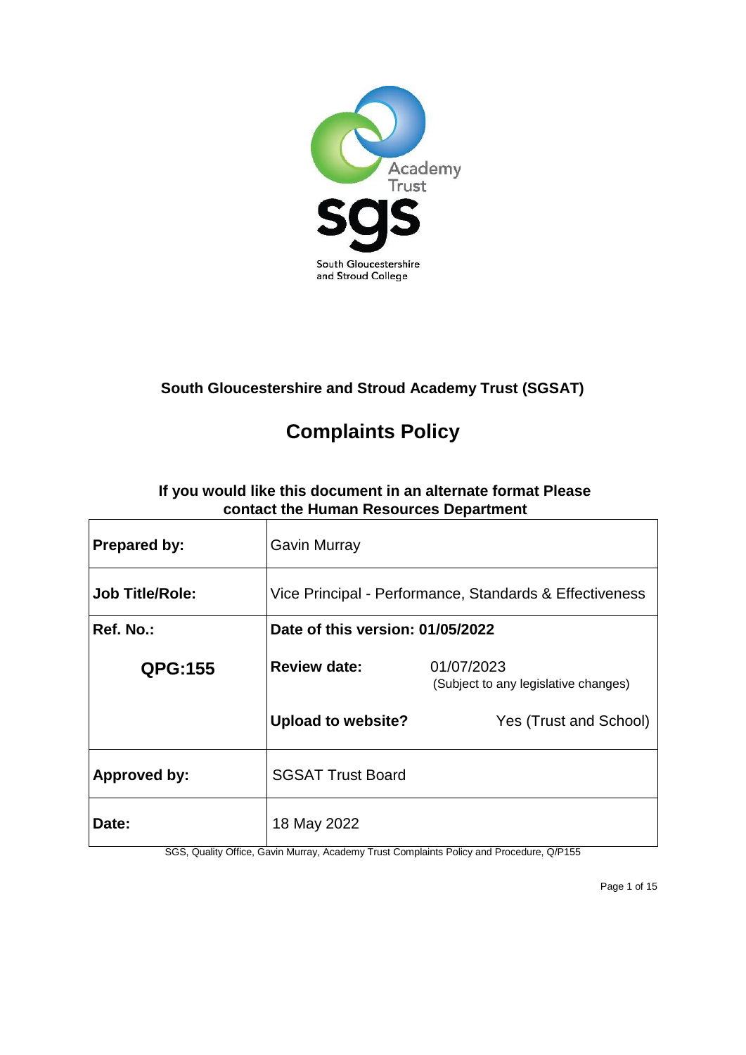# South Gloucestershire and Stroud Academy Trust (SGSAT)

# Complaints Policy

**If you would like this document in an alternate format Please contact the Human Resources Department**

| | | |
|---|---|---|
| **Prepared by:** | Gavin Murray | |
| **Job Title/Role:** | Vice Principal - Performance, Standards & Effectiveness | |
| **Ref. No.:** | **Date of this version: 01/05/2022** | |
| **QPG:155** | **Review date:** | 01/07/2023 (Subject to any legislative changes) |
| | **Upload to website?** | Yes (Trust and School) |
| **Approved by:** | SGSAT Trust Board | |
| **Date:** | 18 May 2022 | |

SGS, Quality Office, Gavin Murray, Academy Trust Complaints Policy and Procedure, Q/P155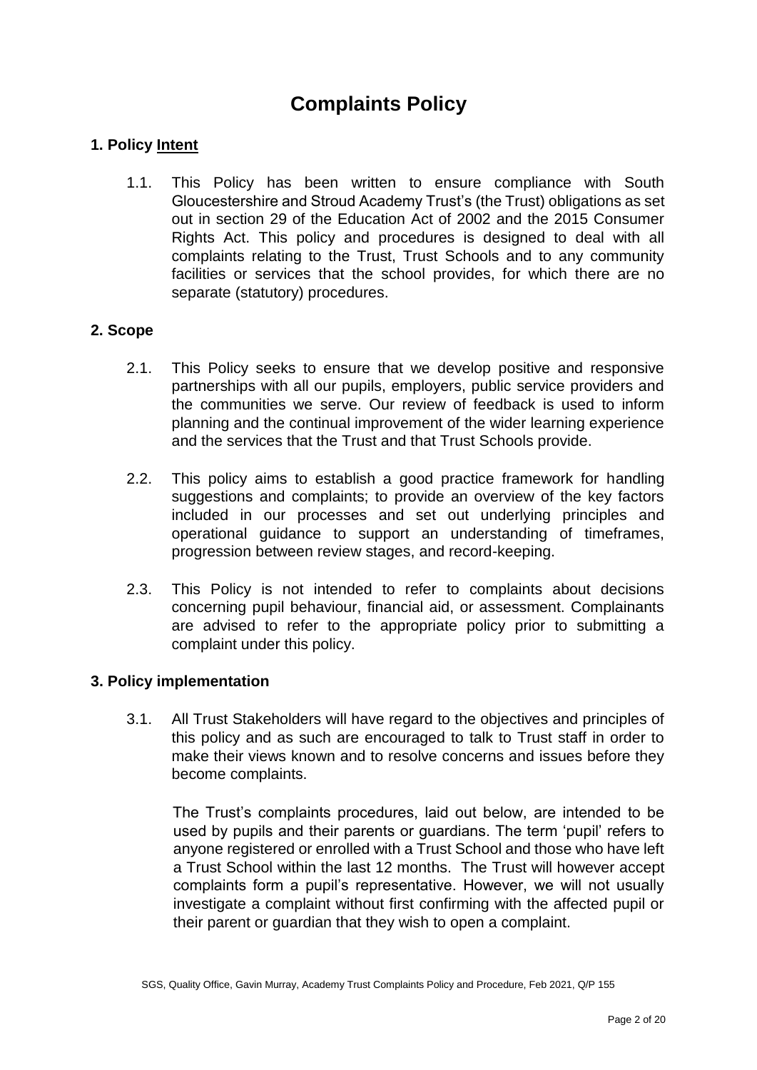# Complaints Policy

## 1. Policy Intent

1.1. This Policy has been written to ensure compliance with South Gloucestershire and Stroud Academy Trust's (the Trust) obligations as set out in section 29 of the Education Act of 2002 and the 2015 Consumer Rights Act. This policy and procedures is designed to deal with all complaints relating to the Trust, Trust Schools and to any community facilities or services that the school provides, for which there are no separate (statutory) procedures.

## 2. Scope

2.1. This Policy seeks to ensure that we develop positive and responsive partnerships with all our pupils, employers, public service providers and the communities we serve. Our review of feedback is used to inform planning and the continual improvement of the wider learning experience and the services that the Trust and that Trust Schools provide.

2.2. This policy aims to establish a good practice framework for handling suggestions and complaints; to provide an overview of the key factors included in our processes and set out underlying principles and operational guidance to support an understanding of timeframes, progression between review stages, and record-keeping.

2.3. This Policy is not intended to refer to complaints about decisions concerning pupil behaviour, financial aid, or assessment. Complainants are advised to refer to the appropriate policy prior to submitting a complaint under this policy.

## 3. Policy implementation

3.1. All Trust Stakeholders will have regard to the objectives and principles of this policy and as such are encouraged to talk to Trust staff in order to make their views known and to resolve concerns and issues before they become complaints.

The Trust's complaints procedures, laid out below, are intended to be used by pupils and their parents or guardians. The term 'pupil' refers to anyone registered or enrolled with a Trust School and those who have left a Trust School within the last 12 months. The Trust will however accept complaints form a pupil's representative. However, we will not usually investigate a complaint without first confirming with the affected pupil or their parent or guardian that they wish to open a complaint.

SGS, Quality Office, Gavin Murray, Academy Trust Complaints Policy and Procedure, Feb 2021, Q/P 155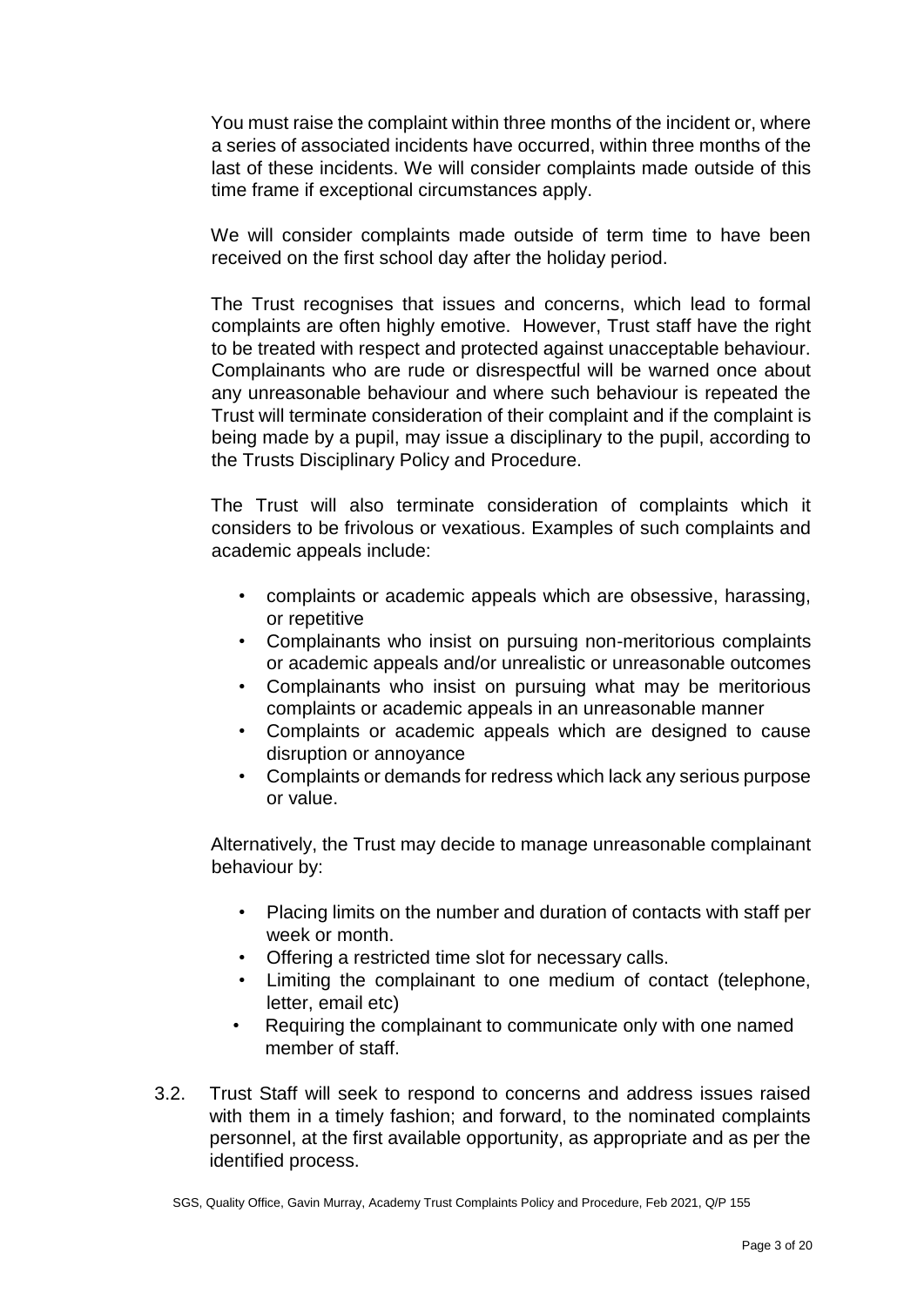You must raise the complaint within three months of the incident or, where a series of associated incidents have occurred, within three months of the last of these incidents. We will consider complaints made outside of this time frame if exceptional circumstances apply.

We will consider complaints made outside of term time to have been received on the first school day after the holiday period.

The Trust recognises that issues and concerns, which lead to formal complaints are often highly emotive. However, Trust staff have the right to be treated with respect and protected against unacceptable behaviour. Complainants who are rude or disrespectful will be warned once about any unreasonable behaviour and where such behaviour is repeated the Trust will terminate consideration of their complaint and if the complaint is being made by a pupil, may issue a disciplinary to the pupil, according to the Trusts Disciplinary Policy and Procedure.

The Trust will also terminate consideration of complaints which it considers to be frivolous or vexatious. Examples of such complaints and academic appeals include:

- complaints or academic appeals which are obsessive, harassing, or repetitive
- Complainants who insist on pursuing non-meritorious complaints or academic appeals and/or unrealistic or unreasonable outcomes
- Complainants who insist on pursuing what may be meritorious complaints or academic appeals in an unreasonable manner
- Complaints or academic appeals which are designed to cause disruption or annoyance
- Complaints or demands for redress which lack any serious purpose or value.

Alternatively, the Trust may decide to manage unreasonable complainant behaviour by:

- Placing limits on the number and duration of contacts with staff per week or month.
- Offering a restricted time slot for necessary calls.
- Limiting the complainant to one medium of contact (telephone, letter, email etc)
- Requiring the complainant to communicate only with one named member of staff.

3.2. Trust Staff will seek to respond to concerns and address issues raised with them in a timely fashion; and forward, to the nominated complaints personnel, at the first available opportunity, as appropriate and as per the identified process.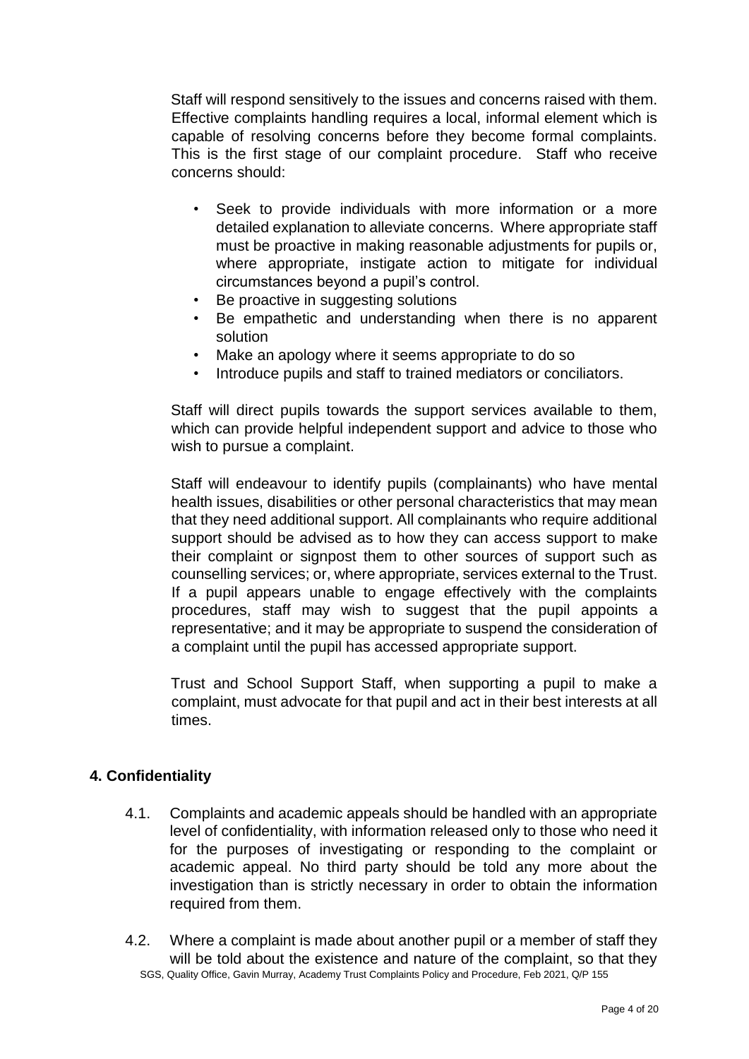Staff will respond sensitively to the issues and concerns raised with them. Effective complaints handling requires a local, informal element which is capable of resolving concerns before they become formal complaints. This is the first stage of our complaint procedure. Staff who receive concerns should:

- Seek to provide individuals with more information or a more detailed explanation to alleviate concerns. Where appropriate staff must be proactive in making reasonable adjustments for pupils or, where appropriate, instigate action to mitigate for individual circumstances beyond a pupil's control.
- Be proactive in suggesting solutions
- Be empathetic and understanding when there is no apparent solution
- Make an apology where it seems appropriate to do so
- Introduce pupils and staff to trained mediators or conciliators.

Staff will direct pupils towards the support services available to them, which can provide helpful independent support and advice to those who wish to pursue a complaint.

Staff will endeavour to identify pupils (complainants) who have mental health issues, disabilities or other personal characteristics that may mean that they need additional support. All complainants who require additional support should be advised as to how they can access support to make their complaint or signpost them to other sources of support such as counselling services; or, where appropriate, services external to the Trust. If a pupil appears unable to engage effectively with the complaints procedures, staff may wish to suggest that the pupil appoints a representative; and it may be appropriate to suspend the consideration of a complaint until the pupil has accessed appropriate support.

Trust and School Support Staff, when supporting a pupil to make a complaint, must advocate for that pupil and act in their best interests at all times.

## 4. Confidentiality

4.1. Complaints and academic appeals should be handled with an appropriate level of confidentiality, with information released only to those who need it for the purposes of investigating or responding to the complaint or academic appeal. No third party should be told any more about the investigation than is strictly necessary in order to obtain the information required from them.

4.2. Where a complaint is made about another pupil or a member of staff they will be told about the existence and nature of the complaint, so that they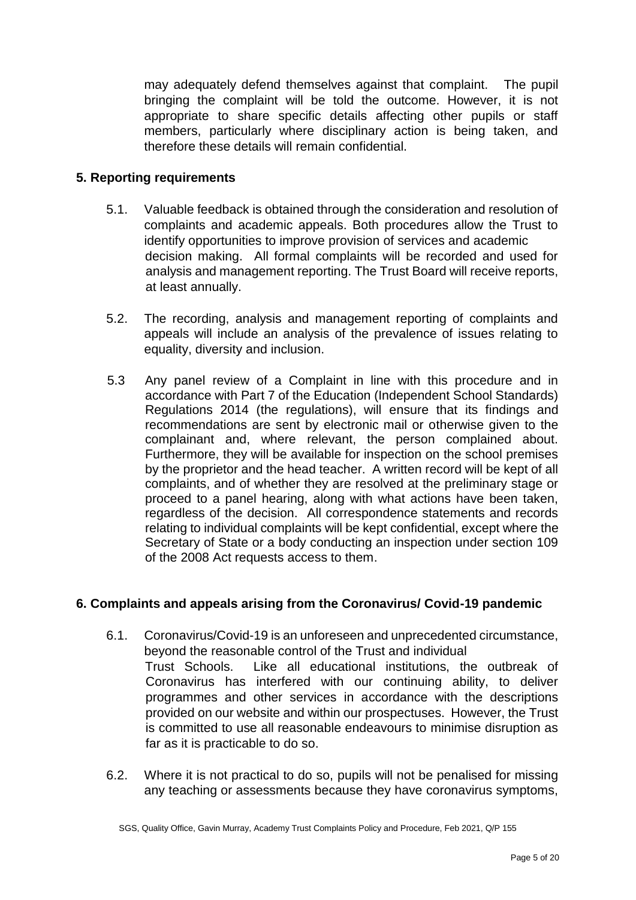may adequately defend themselves against that complaint. The pupil bringing the complaint will be told the outcome. However, it is not appropriate to share specific details affecting other pupils or staff members, particularly where disciplinary action is being taken, and therefore these details will remain confidential.

## 5. Reporting requirements

5.1. Valuable feedback is obtained through the consideration and resolution of complaints and academic appeals. Both procedures allow the Trust to identify opportunities to improve provision of services and academic decision making. All formal complaints will be recorded and used for analysis and management reporting. The Trust Board will receive reports, at least annually.

5.2. The recording, analysis and management reporting of complaints and appeals will include an analysis of the prevalence of issues relating to equality, diversity and inclusion.

5.3 Any panel review of a Complaint in line with this procedure and in accordance with Part 7 of the Education (Independent School Standards) Regulations 2014 (the regulations), will ensure that its findings and recommendations are sent by electronic mail or otherwise given to the complainant and, where relevant, the person complained about. Furthermore, they will be available for inspection on the school premises by the proprietor and the head teacher. A written record will be kept of all complaints, and of whether they are resolved at the preliminary stage or proceed to a panel hearing, along with what actions have been taken, regardless of the decision. All correspondence statements and records relating to individual complaints will be kept confidential, except where the Secretary of State or a body conducting an inspection under section 109 of the 2008 Act requests access to them.

## 6. Complaints and appeals arising from the Coronavirus/ Covid-19 pandemic

6.1. Coronavirus/Covid-19 is an unforeseen and unprecedented circumstance, beyond the reasonable control of the Trust and individual Trust Schools. Like all educational institutions, the outbreak of Coronavirus has interfered with our continuing ability, to deliver programmes and other services in accordance with the descriptions provided on our website and within our prospectuses. However, the Trust is committed to use all reasonable endeavours to minimise disruption as far as it is practicable to do so.

6.2. Where it is not practical to do so, pupils will not be penalised for missing any teaching or assessments because they have coronavirus symptoms,

SGS, Quality Office, Gavin Murray, Academy Trust Complaints Policy and Procedure, Feb 2021, Q/P 155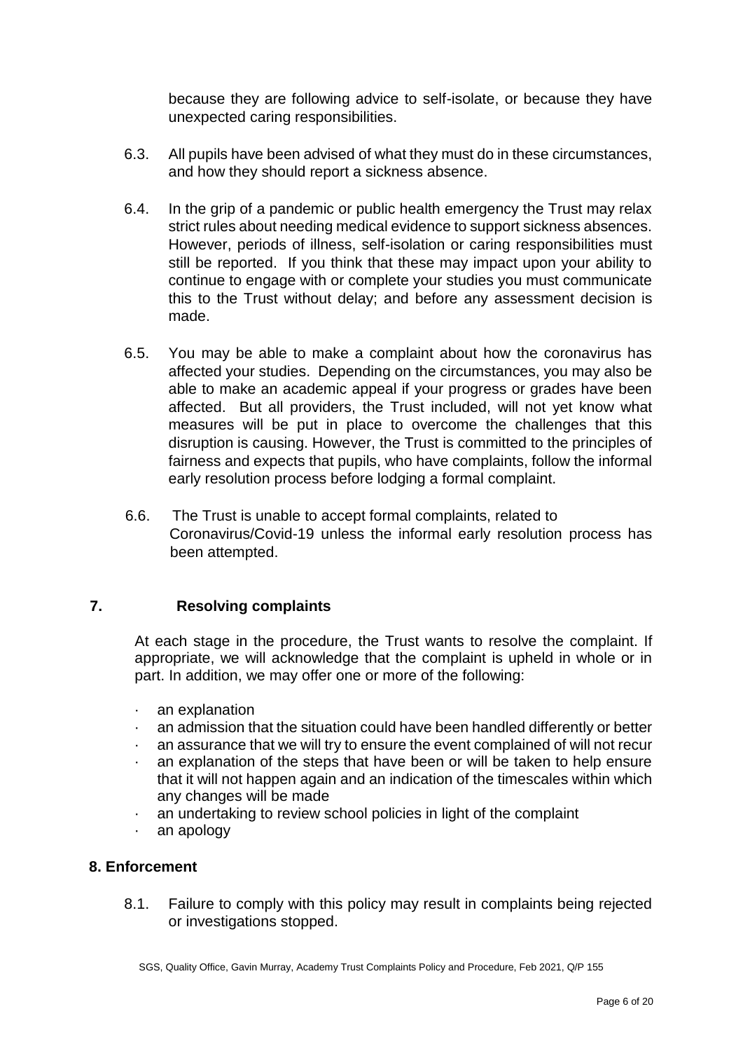because they are following advice to self-isolate, or because they have unexpected caring responsibilities.

6.3. All pupils have been advised of what they must do in these circumstances, and how they should report a sickness absence.

6.4. In the grip of a pandemic or public health emergency the Trust may relax strict rules about needing medical evidence to support sickness absences. However, periods of illness, self-isolation or caring responsibilities must still be reported. If you think that these may impact upon your ability to continue to engage with or complete your studies you must communicate this to the Trust without delay; and before any assessment decision is made.

6.5. You may be able to make a complaint about how the coronavirus has affected your studies. Depending on the circumstances, you may also be able to make an academic appeal if your progress or grades have been affected. But all providers, the Trust included, will not yet know what measures will be put in place to overcome the challenges that this disruption is causing. However, the Trust is committed to the principles of fairness and expects that pupils, who have complaints, follow the informal early resolution process before lodging a formal complaint.

6.6. The Trust is unable to accept formal complaints, related to Coronavirus/Covid-19 unless the informal early resolution process has been attempted.

## 7. Resolving complaints

At each stage in the procedure, the Trust wants to resolve the complaint. If appropriate, we will acknowledge that the complaint is upheld in whole or in part. In addition, we may offer one or more of the following:

- an explanation
- an admission that the situation could have been handled differently or better
- an assurance that we will try to ensure the event complained of will not recur
- an explanation of the steps that have been or will be taken to help ensure that it will not happen again and an indication of the timescales within which any changes will be made
- an undertaking to review school policies in light of the complaint
- an apology

## 8. Enforcement

8.1. Failure to comply with this policy may result in complaints being rejected or investigations stopped.

SGS, Quality Office, Gavin Murray, Academy Trust Complaints Policy and Procedure, Feb 2021, Q/P 155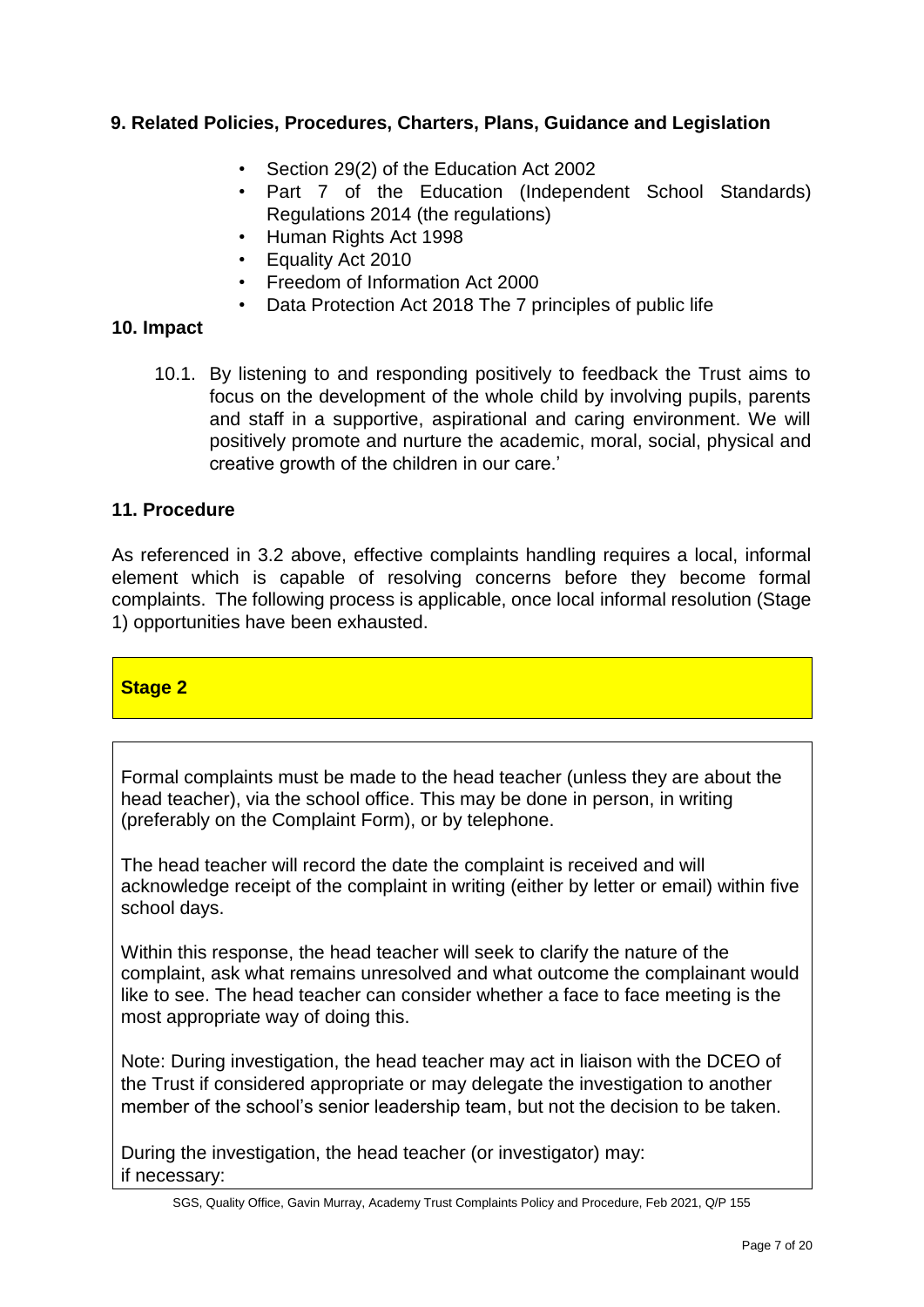## 9. Related Policies, Procedures, Charters, Plans, Guidance and Legislation

- Section 29(2) of the Education Act 2002
- Part 7 of the Education (Independent School Standards) Regulations 2014 (the regulations)
- Human Rights Act 1998
- Equality Act 2010
- Freedom of Information Act 2000
- Data Protection Act 2018 The 7 principles of public life

## 10. Impact

10.1. By listening to and responding positively to feedback the Trust aims to focus on the development of the whole child by involving pupils, parents and staff in a supportive, aspirational and caring environment. We will positively promote and nurture the academic, moral, social, physical and creative growth of the children in our care.'

## 11. Procedure

As referenced in 3.2 above, effective complaints handling requires a local, informal element which is capable of resolving concerns before they become formal complaints. The following process is applicable, once local informal resolution (Stage 1) opportunities have been exhausted.

### Stage 2

Formal complaints must be made to the head teacher (unless they are about the head teacher), via the school office. This may be done in person, in writing (preferably on the Complaint Form), or by telephone.

The head teacher will record the date the complaint is received and will acknowledge receipt of the complaint in writing (either by letter or email) within five school days.

Within this response, the head teacher will seek to clarify the nature of the complaint, ask what remains unresolved and what outcome the complainant would like to see. The head teacher can consider whether a face to face meeting is the most appropriate way of doing this.

Note: During investigation, the head teacher may act in liaison with the DCEO of the Trust if considered appropriate or may delegate the investigation to another member of the school's senior leadership team, but not the decision to be taken.

During the investigation, the head teacher (or investigator) may:
if necessary: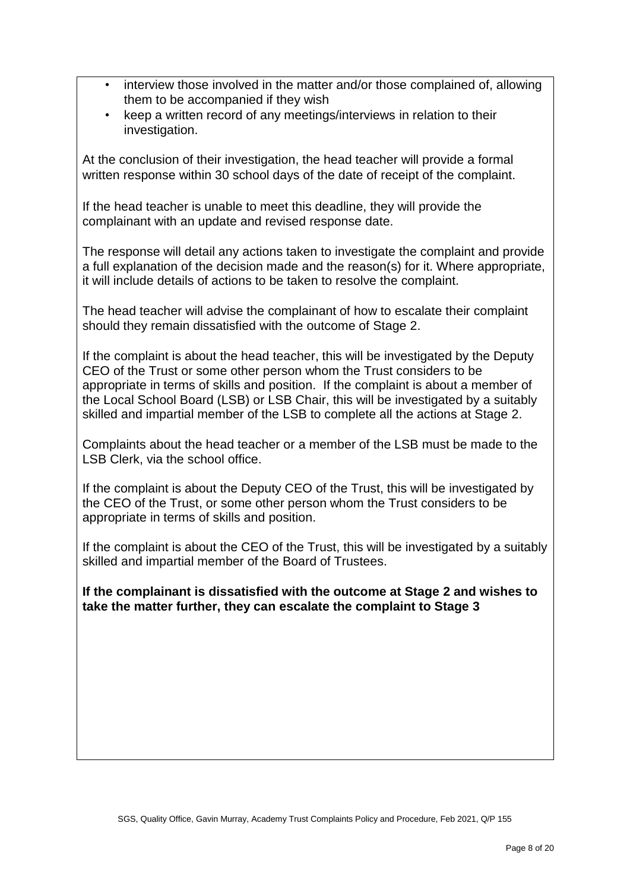- interview those involved in the matter and/or those complained of, allowing them to be accompanied if they wish
- keep a written record of any meetings/interviews in relation to their investigation.

At the conclusion of their investigation, the head teacher will provide a formal written response within 30 school days of the date of receipt of the complaint.

If the head teacher is unable to meet this deadline, they will provide the complainant with an update and revised response date.

The response will detail any actions taken to investigate the complaint and provide a full explanation of the decision made and the reason(s) for it. Where appropriate, it will include details of actions to be taken to resolve the complaint.

The head teacher will advise the complainant of how to escalate their complaint should they remain dissatisfied with the outcome of Stage 2.

If the complaint is about the head teacher, this will be investigated by the Deputy CEO of the Trust or some other person whom the Trust considers to be appropriate in terms of skills and position. If the complaint is about a member of the Local School Board (LSB) or LSB Chair, this will be investigated by a suitably skilled and impartial member of the LSB to complete all the actions at Stage 2.

Complaints about the head teacher or a member of the LSB must be made to the LSB Clerk, via the school office.

If the complaint is about the Deputy CEO of the Trust, this will be investigated by the CEO of the Trust, or some other person whom the Trust considers to be appropriate in terms of skills and position.

If the complaint is about the CEO of the Trust, this will be investigated by a suitably skilled and impartial member of the Board of Trustees.

**If the complainant is dissatisfied with the outcome at Stage 2 and wishes to take the matter further, they can escalate the complaint to Stage 3**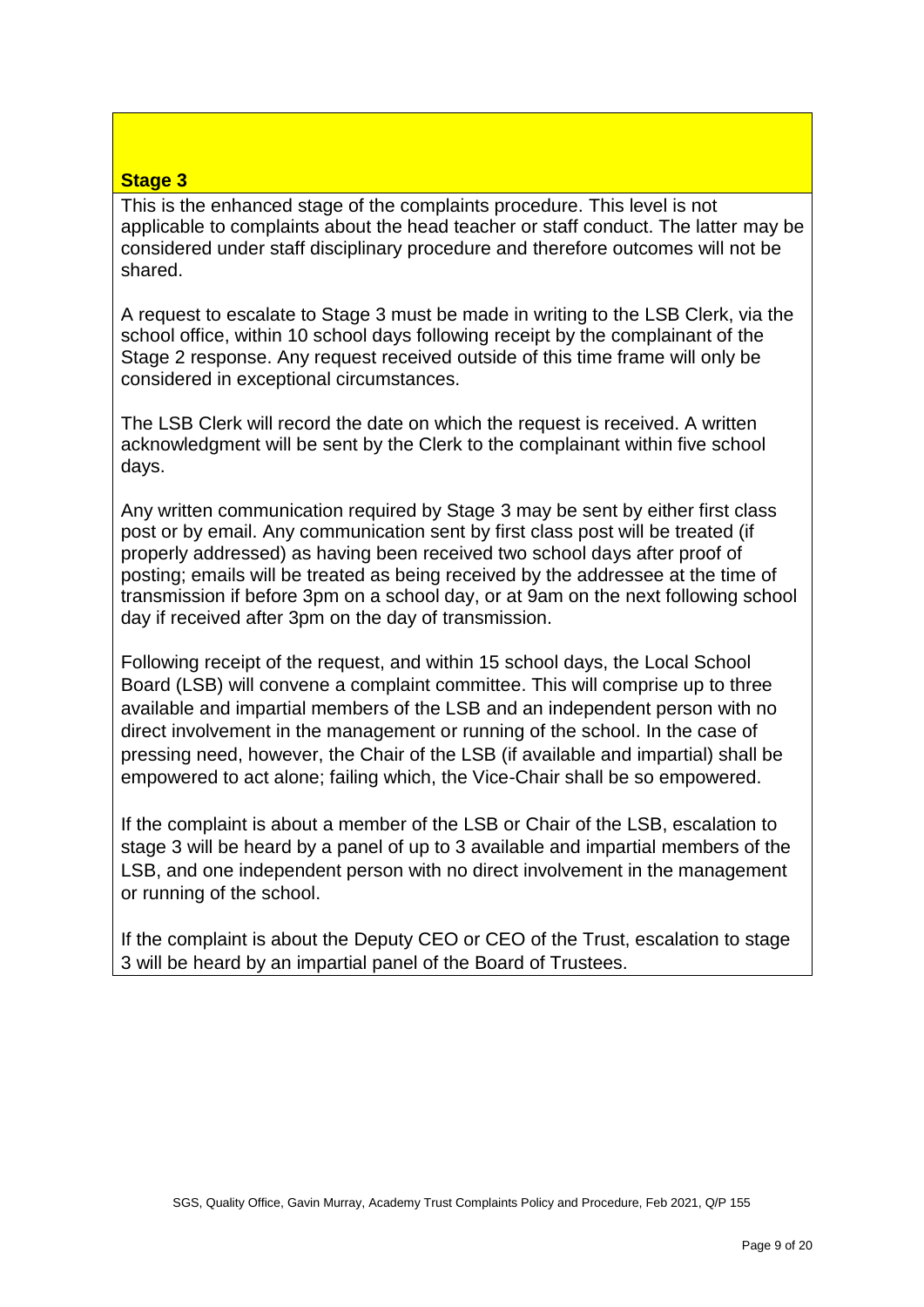**Stage 3**

This is the enhanced stage of the complaints procedure. This level is not applicable to complaints about the head teacher or staff conduct. The latter may be considered under staff disciplinary procedure and therefore outcomes will not be shared.

A request to escalate to Stage 3 must be made in writing to the LSB Clerk, via the school office, within 10 school days following receipt by the complainant of the Stage 2 response. Any request received outside of this time frame will only be considered in exceptional circumstances.

The LSB Clerk will record the date on which the request is received. A written acknowledgment will be sent by the Clerk to the complainant within five school days.

Any written communication required by Stage 3 may be sent by either first class post or by email. Any communication sent by first class post will be treated (if properly addressed) as having been received two school days after proof of posting; emails will be treated as being received by the addressee at the time of transmission if before 3pm on a school day, or at 9am on the next following school day if received after 3pm on the day of transmission.

Following receipt of the request, and within 15 school days, the Local School Board (LSB) will convene a complaint committee. This will comprise up to three available and impartial members of the LSB and an independent person with no direct involvement in the management or running of the school. In the case of pressing need, however, the Chair of the LSB (if available and impartial) shall be empowered to act alone; failing which, the Vice-Chair shall be so empowered.

If the complaint is about a member of the LSB or Chair of the LSB, escalation to stage 3 will be heard by a panel of up to 3 available and impartial members of the LSB, and one independent person with no direct involvement in the management or running of the school.

If the complaint is about the Deputy CEO or CEO of the Trust, escalation to stage 3 will be heard by an impartial panel of the Board of Trustees.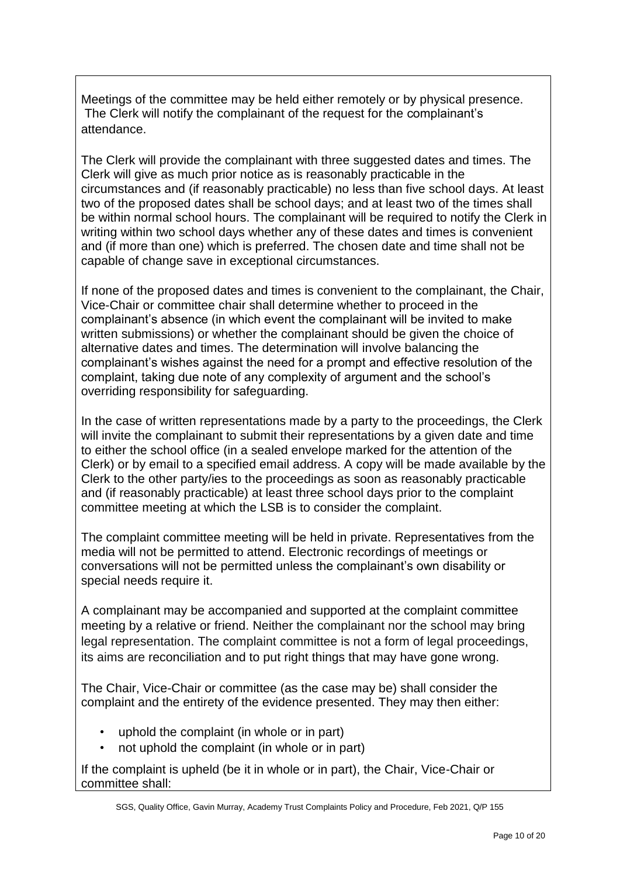Meetings of the committee may be held either remotely or by physical presence. The Clerk will notify the complainant of the request for the complainant's attendance.

The Clerk will provide the complainant with three suggested dates and times. The Clerk will give as much prior notice as is reasonably practicable in the circumstances and (if reasonably practicable) no less than five school days. At least two of the proposed dates shall be school days; and at least two of the times shall be within normal school hours. The complainant will be required to notify the Clerk in writing within two school days whether any of these dates and times is convenient and (if more than one) which is preferred. The chosen date and time shall not be capable of change save in exceptional circumstances.

If none of the proposed dates and times is convenient to the complainant, the Chair, Vice-Chair or committee chair shall determine whether to proceed in the complainant's absence (in which event the complainant will be invited to make written submissions) or whether the complainant should be given the choice of alternative dates and times. The determination will involve balancing the complainant's wishes against the need for a prompt and effective resolution of the complaint, taking due note of any complexity of argument and the school's overriding responsibility for safeguarding.

In the case of written representations made by a party to the proceedings, the Clerk will invite the complainant to submit their representations by a given date and time to either the school office (in a sealed envelope marked for the attention of the Clerk) or by email to a specified email address. A copy will be made available by the Clerk to the other party/ies to the proceedings as soon as reasonably practicable and (if reasonably practicable) at least three school days prior to the complaint committee meeting at which the LSB is to consider the complaint.

The complaint committee meeting will be held in private. Representatives from the media will not be permitted to attend. Electronic recordings of meetings or conversations will not be permitted unless the complainant's own disability or special needs require it.

A complainant may be accompanied and supported at the complaint committee meeting by a relative or friend. Neither the complainant nor the school may bring legal representation. The complaint committee is not a form of legal proceedings, its aims are reconciliation and to put right things that may have gone wrong.

The Chair, Vice-Chair or committee (as the case may be) shall consider the complaint and the entirety of the evidence presented. They may then either:

- uphold the complaint (in whole or in part)
- not uphold the complaint (in whole or in part)

If the complaint is upheld (be it in whole or in part), the Chair, Vice-Chair or committee shall: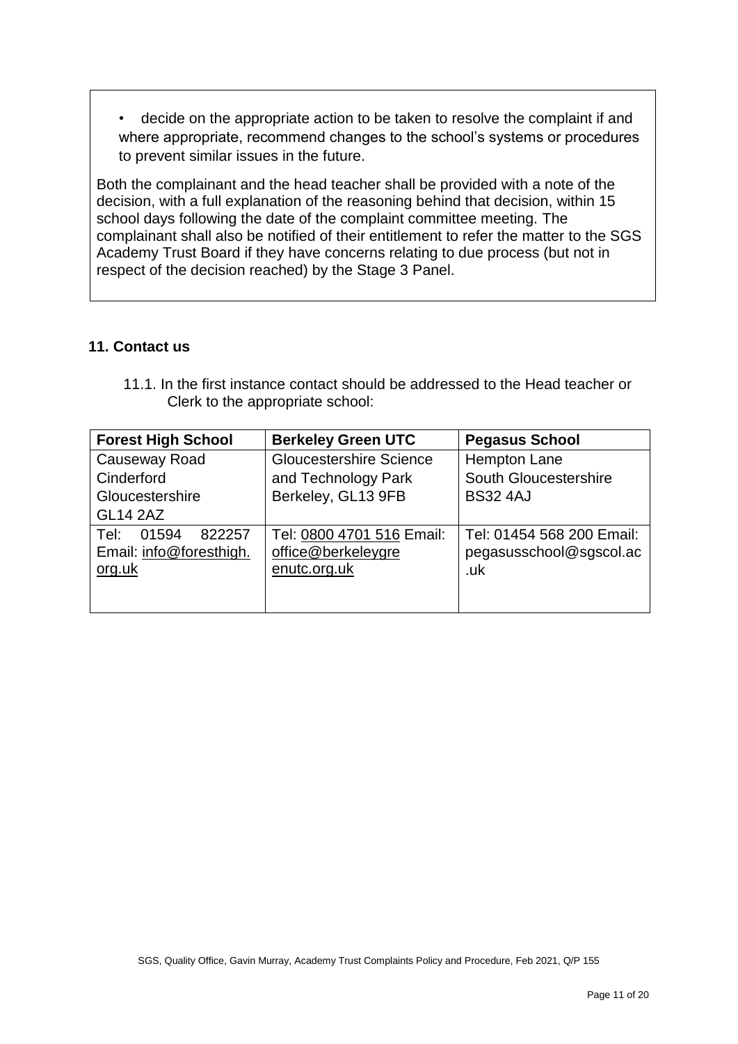- decide on the appropriate action to be taken to resolve the complaint if and where appropriate, recommend changes to the school's systems or procedures to prevent similar issues in the future.

Both the complainant and the head teacher shall be provided with a note of the decision, with a full explanation of the reasoning behind that decision, within 15 school days following the date of the complaint committee meeting. The complainant shall also be notified of their entitlement to refer the matter to the SGS Academy Trust Board if they have concerns relating to due process (but not in respect of the decision reached) by the Stage 3 Panel.

## 11. Contact us

11.1. In the first instance contact should be addressed to the Head teacher or Clerk to the appropriate school:

| **Forest High School** | **Berkeley Green UTC** | **Pegasus School** |
|---|---|---|
| Causeway Road<br>Cinderford<br>Gloucestershire<br>GL14 2AZ | Gloucestershire Science and Technology Park<br>Berkeley, GL13 9FB | Hempton Lane<br>South Gloucestershire<br>BS32 4AJ |
| Tel: 01594 822257<br>Email: info@foresthigh.org.uk | Tel: 0800 4701 516 Email: office@berkeleygreenutc.org.uk | Tel: 01454 568 200 Email: pegasusschool@sgscol.ac.uk |

SGS, Quality Office, Gavin Murray, Academy Trust Complaints Policy and Procedure, Feb 2021, Q/P 155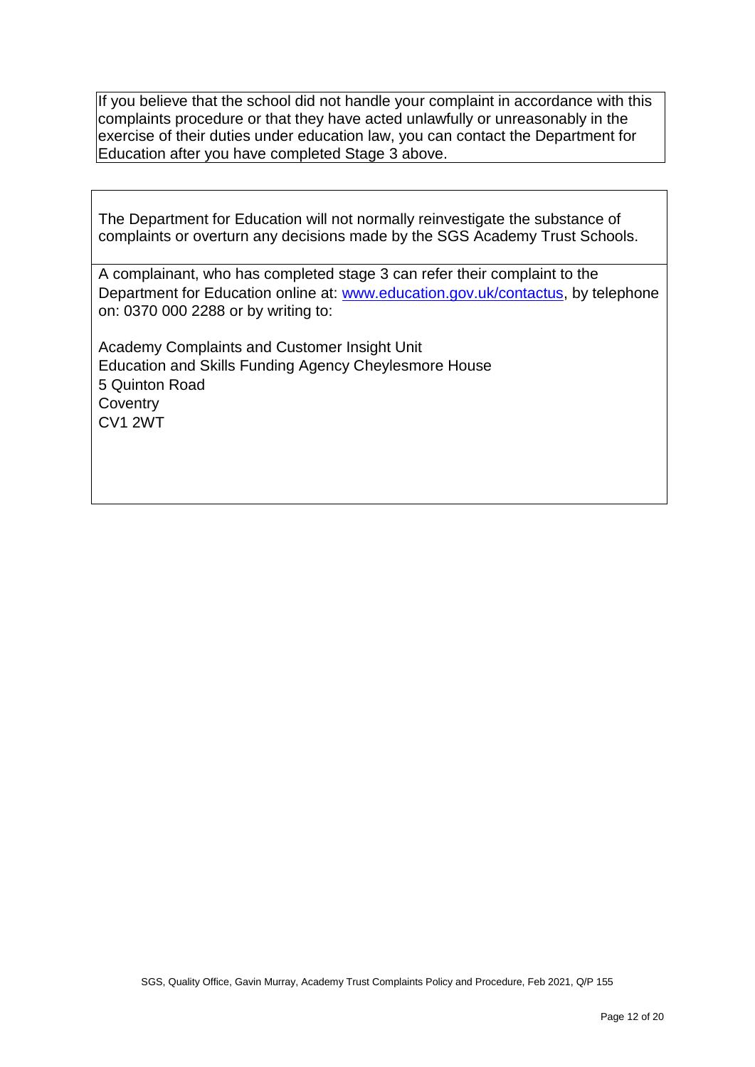If you believe that the school did not handle your complaint in accordance with this complaints procedure or that they have acted unlawfully or unreasonably in the exercise of their duties under education law, you can contact the Department for Education after you have completed Stage 3 above.

The Department for Education will not normally reinvestigate the substance of complaints or overturn any decisions made by the SGS Academy Trust Schools.

A complainant, who has completed stage 3 can refer their complaint to the Department for Education online at: [www.education.gov.uk/contactus](http://www.education.gov.uk/contactus), by telephone on: 0370 000 2288 or by writing to:

Academy Complaints and Customer Insight Unit
Education and Skills Funding Agency Cheylesmore House
5 Quinton Road
Coventry
CV1 2WT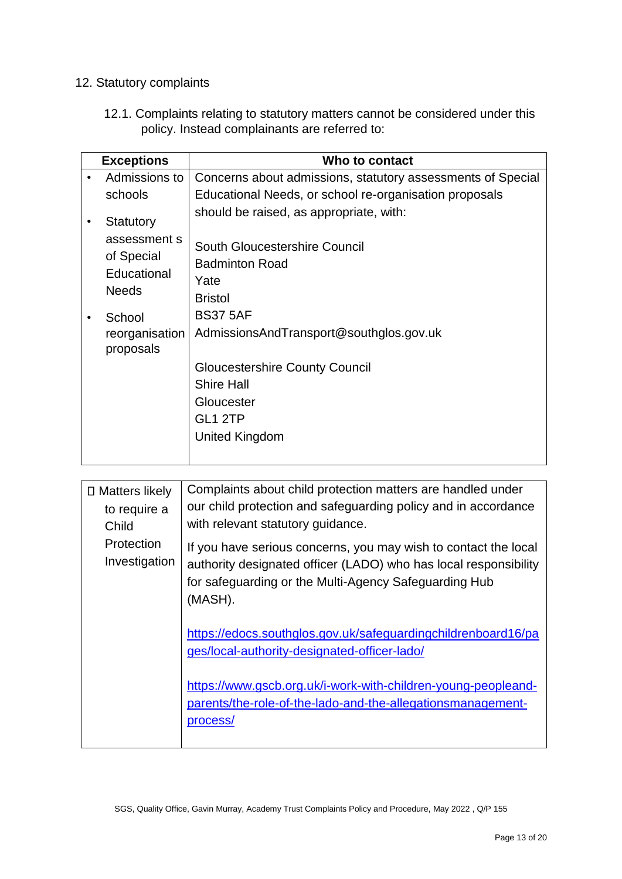12. Statutory complaints

12.1. Complaints relating to statutory matters cannot be considered under this policy. Instead complainants are referred to:

| Exceptions | Who to contact |
|---|---|
| • Admissions to schools<br>• Statutory assessment s of Special Educational Needs<br>• School reorganisation proposals | Concerns about admissions, statutory assessments of Special Educational Needs, or school re-organisation proposals should be raised, as appropriate, with:<br><br>South Gloucestershire Council<br>Badminton Road<br>Yate<br>Bristol<br>BS37 5AF<br>AdmissionsAndTransport@southglos.gov.uk<br><br>Gloucestershire County Council<br>Shire Hall<br>Gloucester<br>GL1 2TP<br>United Kingdom |

| | |
|---|---|
| • Matters likely to require a Child Protection Investigation | Complaints about child protection matters are handled under our child protection and safeguarding policy and in accordance with relevant statutory guidance.<br><br>If you have serious concerns, you may wish to contact the local authority designated officer (LADO) who has local responsibility for safeguarding or the Multi-Agency Safeguarding Hub (MASH).<br><br>https://edocs.southglos.gov.uk/safeguardingchildrenboard16/pages/local-authority-designated-officer-lado/<br><br>https://www.gscb.org.uk/i-work-with-children-young-peopleand-parents/the-role-of-the-lado-and-the-allegationsmanagement-process/ |

SGS, Quality Office, Gavin Murray, Academy Trust Complaints Policy and Procedure, May 2022 , Q/P 155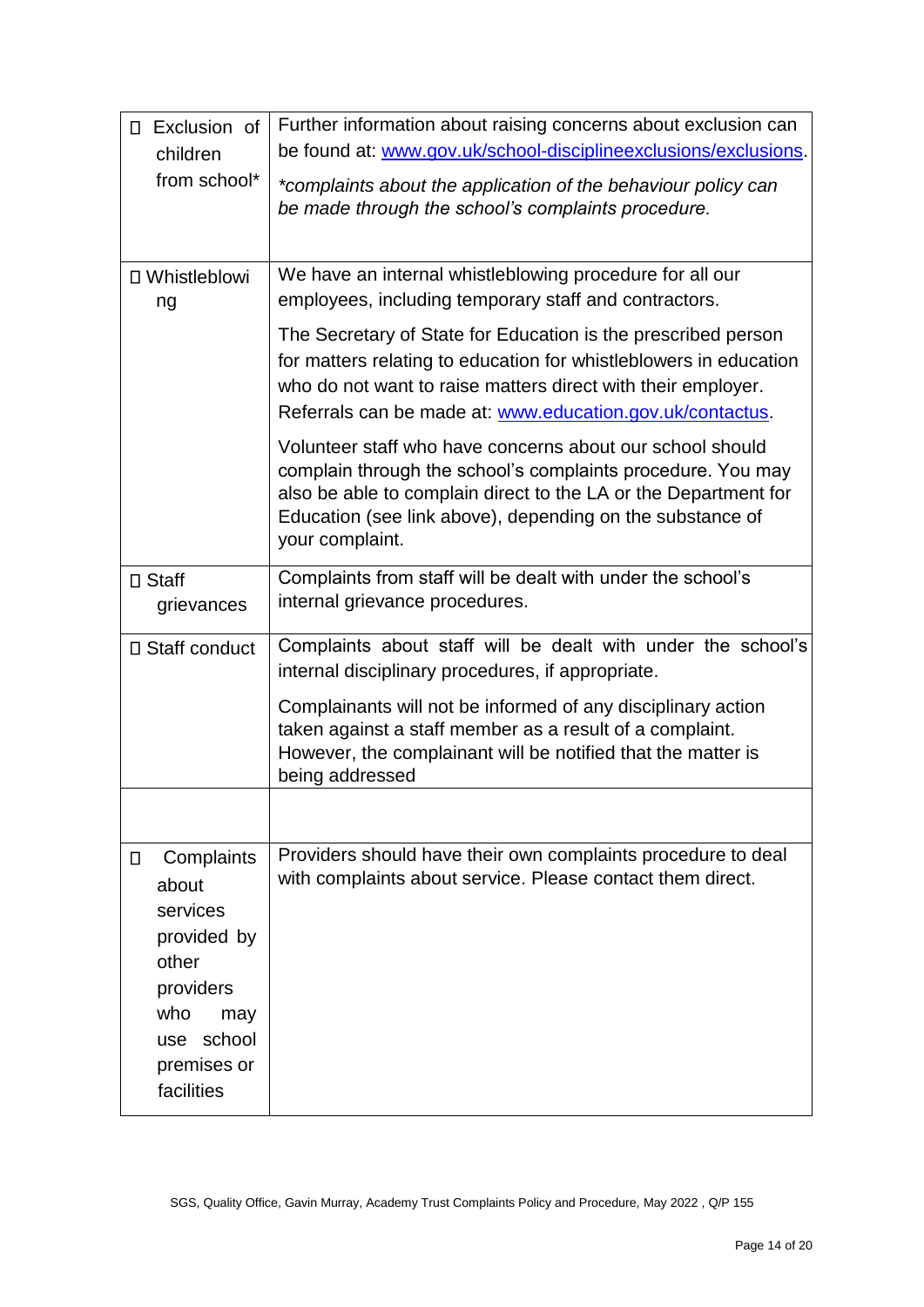| | |
|---|---|
| Exclusion of children from school* | Further information about raising concerns about exclusion can be found at: www.gov.uk/school-disciplineexclusions/exclusions.<br><br>*complaints about the application of the behaviour policy can be made through the school's complaints procedure.* |
| Whistleblowing | We have an internal whistleblowing procedure for all our employees, including temporary staff and contractors.<br><br>The Secretary of State for Education is the prescribed person for matters relating to education for whistleblowers in education who do not want to raise matters direct with their employer. Referrals can be made at: www.education.gov.uk/contactus.<br><br>Volunteer staff who have concerns about our school should complain through the school's complaints procedure. You may also be able to complain direct to the LA or the Department for Education (see link above), depending on the substance of your complaint. |
| Staff grievances | Complaints from staff will be dealt with under the school's internal grievance procedures. |
| Staff conduct | Complaints about staff will be dealt with under the school's internal disciplinary procedures, if appropriate.<br><br>Complainants will not be informed of any disciplinary action taken against a staff member as a result of a complaint. However, the complainant will be notified that the matter is being addressed |
| | |
| Complaints about services provided by other providers who may use school premises or facilities | Providers should have their own complaints procedure to deal with complaints about service. Please contact them direct. |

SGS, Quality Office, Gavin Murray, Academy Trust Complaints Policy and Procedure, May 2022 , Q/P 155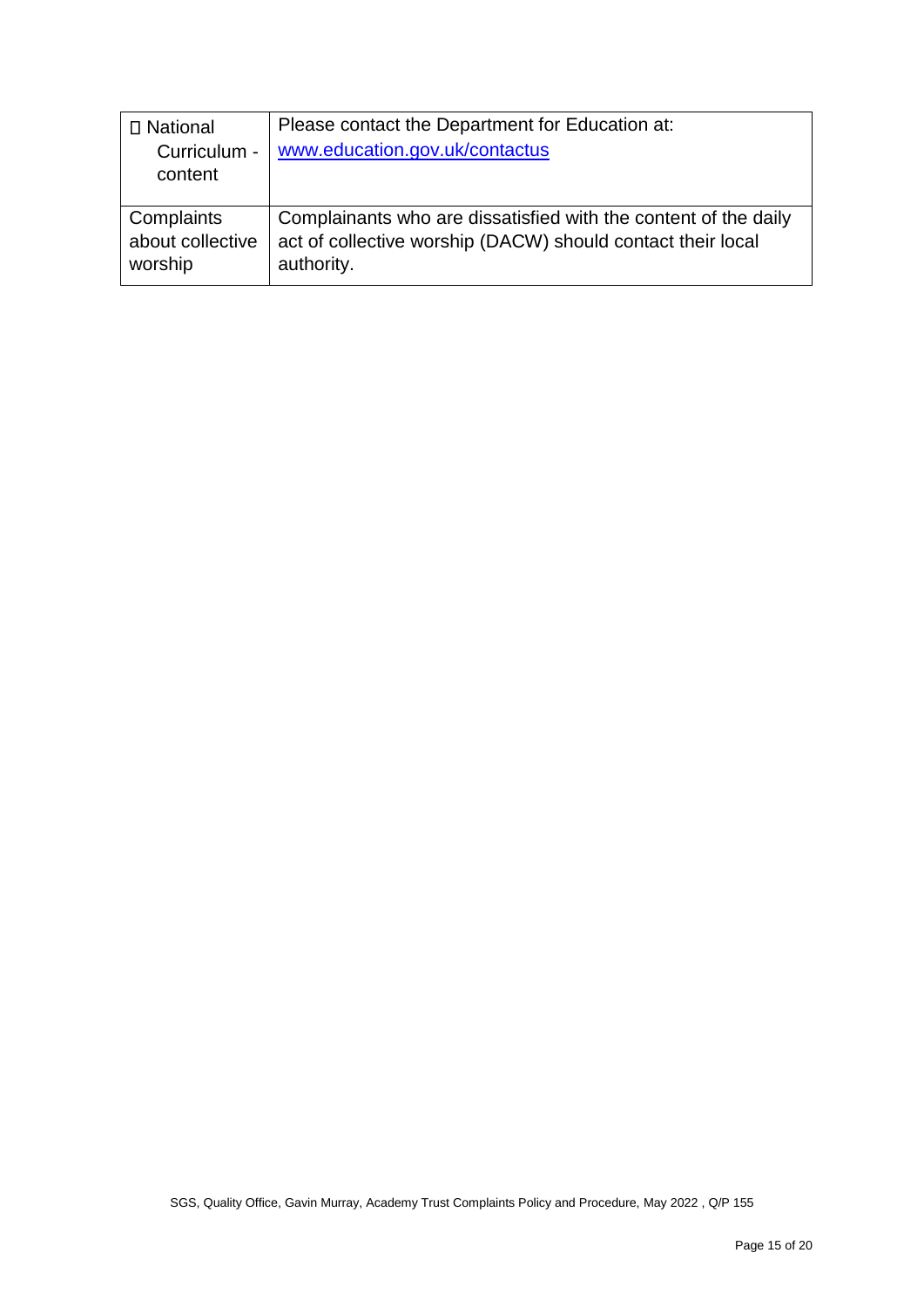|  |  |
|---|---|
| National Curriculum - content | Please contact the Department for Education at: [www.education.gov.uk/contactus](www.education.gov.uk/contactus) |
| Complaints about collective worship | Complainants who are dissatisfied with the content of the daily act of collective worship (DACW) should contact their local authority. |

SGS, Quality Office, Gavin Murray, Academy Trust Complaints Policy and Procedure, May 2022 , Q/P 155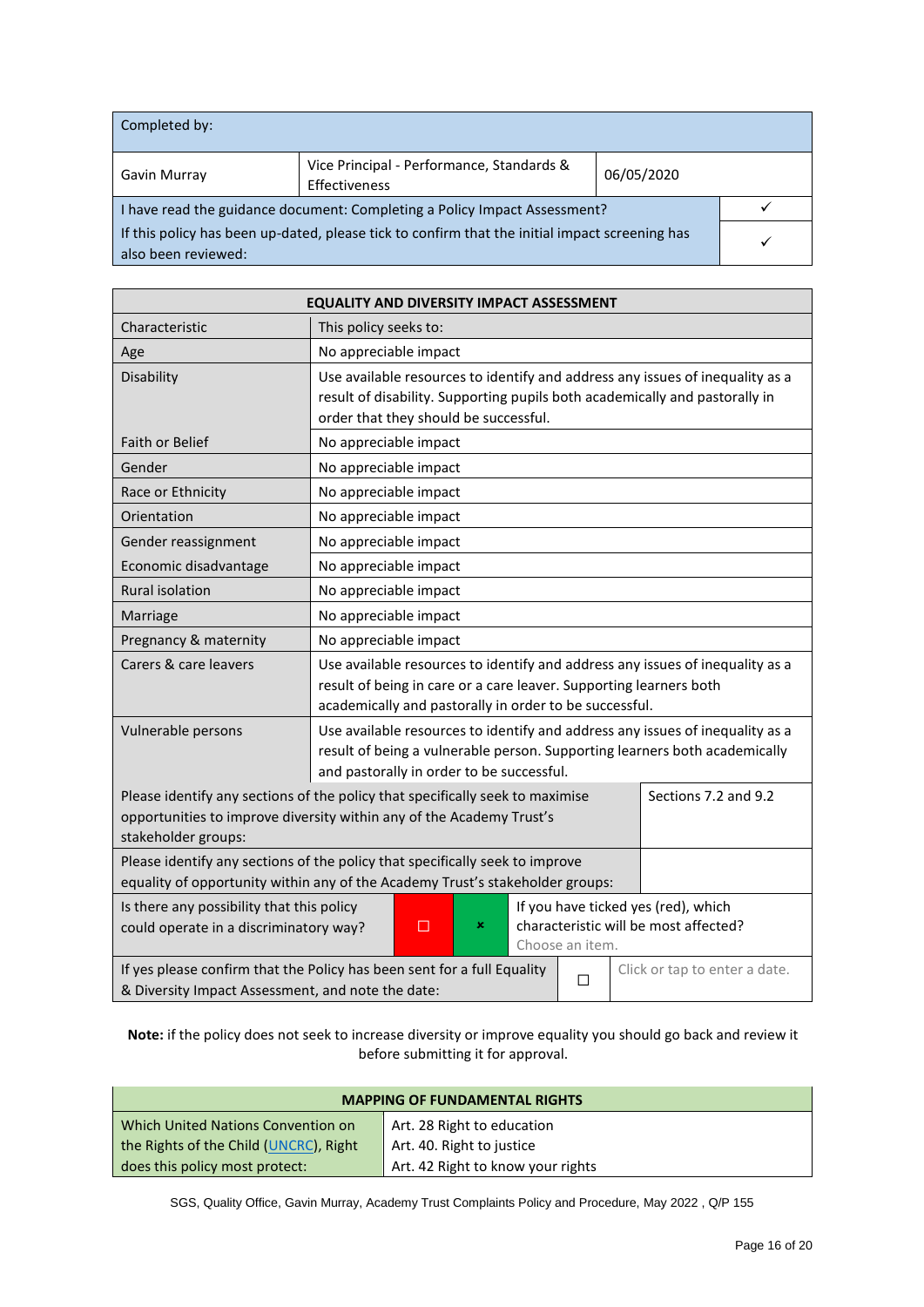| Completed by: | | | |
|---|---|---|---|
| Gavin Murray | Vice Principal - Performance, Standards & Effectiveness | 06/05/2020 | |
| I have read the guidance document: Completing a Policy Impact Assessment? | | | ✓ |
| If this policy has been up-dated, please tick to confirm that the initial impact screening has also been reviewed: | | | ✓ |

| EQUALITY AND DIVERSITY IMPACT ASSESSMENT | |
|---|---|
| Characteristic | This policy seeks to: |
| Age | No appreciable impact |
| Disability | Use available resources to identify and address any issues of inequality as a result of disability. Supporting pupils both academically and pastorally in order that they should be successful. |
| Faith or Belief | No appreciable impact |
| Gender | No appreciable impact |
| Race or Ethnicity | No appreciable impact |
| Orientation | No appreciable impact |
| Gender reassignment | No appreciable impact |
| Economic disadvantage | No appreciable impact |
| Rural isolation | No appreciable impact |
| Marriage | No appreciable impact |
| Pregnancy & maternity | No appreciable impact |
| Carers & care leavers | Use available resources to identify and address any issues of inequality as a result of being in care or a care leaver. Supporting learners both academically and pastorally in order to be successful. |
| Vulnerable persons | Use available resources to identify and address any issues of inequality as a result of being a vulnerable person. Supporting learners both academically and pastorally in order to be successful. |

| | |
|---|---|
| Please identify any sections of the policy that specifically seek to maximise opportunities to improve diversity within any of the Academy Trust's stakeholder groups: | Sections 7.2 and 9.2 |
| Please identify any sections of the policy that specifically seek to improve equality of opportunity within any of the Academy Trust's stakeholder groups: | |

| | | | |
|---|---|---|---|
| Is there any possibility that this policy could operate in a discriminatory way? | ☐ | ☒ | If you have ticked yes (red), which characteristic will be most affected? Choose an item. |
| If yes please confirm that the Policy has been sent for a full Equality & Diversity Impact Assessment, and note the date: | ☐ | Click or tap to enter a date. | |

**Note:** if the policy does not seek to increase diversity or improve equality you should go back and review it before submitting it for approval.

| MAPPING OF FUNDAMENTAL RIGHTS | |
|---|---|
| Which United Nations Convention on the Rights of the Child (UNCRC), Right does this policy most protect: | Art. 28 Right to education<br>Art. 40. Right to justice<br>Art. 42 Right to know your rights |

SGS, Quality Office, Gavin Murray, Academy Trust Complaints Policy and Procedure, May 2022 , Q/P 155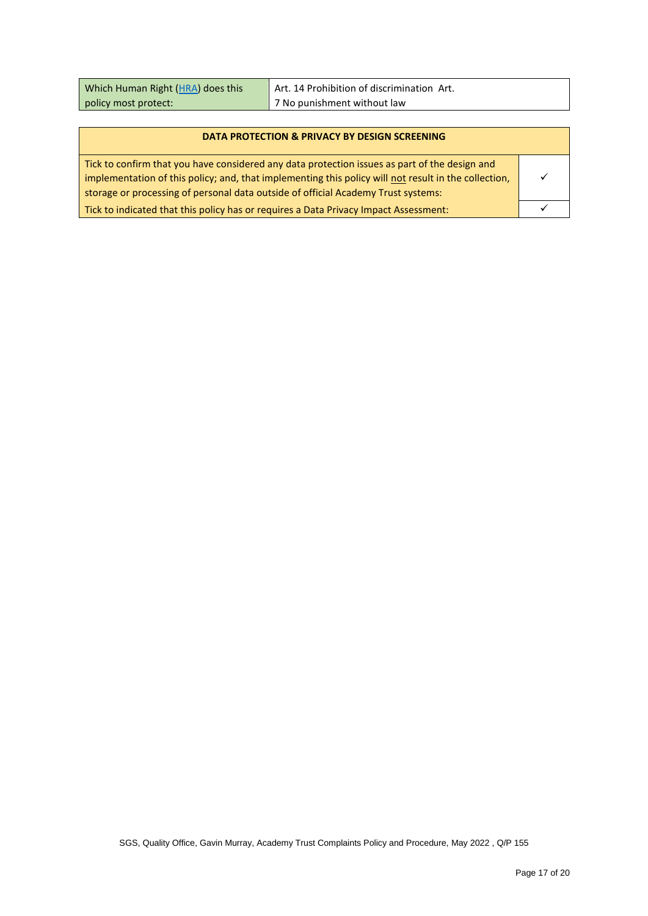| Which Human Right (HRA) does this policy most protect: | Art. 14 Prohibition of discrimination Art. 7 No punishment without law |
|---|---|

| DATA PROTECTION & PRIVACY BY DESIGN SCREENING | |
|---|---|
| Tick to confirm that you have considered any data protection issues as part of the design and implementation of this policy; and, that implementing this policy will not result in the collection, storage or processing of personal data outside of official Academy Trust systems: | ✓ |
| Tick to indicated that this policy has or requires a Data Privacy Impact Assessment: | ✓ |

SGS, Quality Office, Gavin Murray, Academy Trust Complaints Policy and Procedure, May 2022 , Q/P 155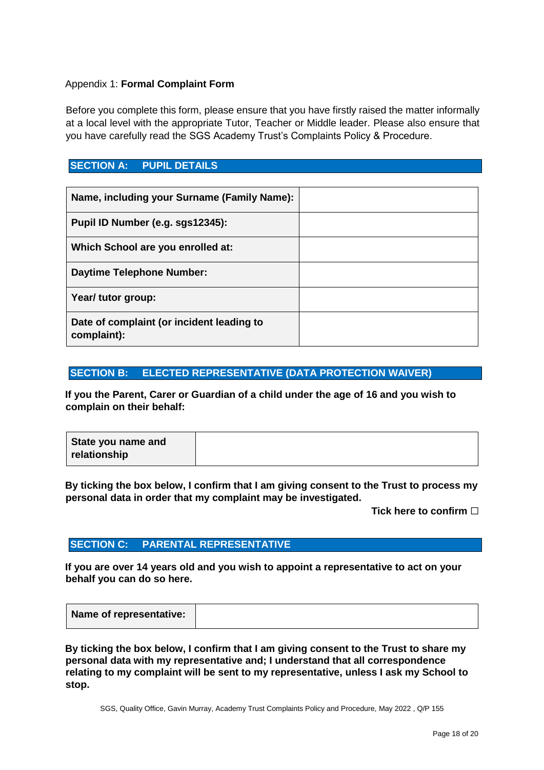Appendix 1: **Formal Complaint Form**

Before you complete this form, please ensure that you have firstly raised the matter informally at a local level with the appropriate Tutor, Teacher or Middle leader. Please also ensure that you have carefully read the SGS Academy Trust's Complaints Policy & Procedure.

## SECTION A: PUPIL DETAILS

| | |
|---|---|
| **Name, including your Surname (Family Name):** | |
| **Pupil ID Number (e.g. sgs12345):** | |
| **Which School are you enrolled at:** | |
| **Daytime Telephone Number:** | |
| **Year/ tutor group:** | |
| **Date of complaint (or incident leading to complaint):** | |

## SECTION B: ELECTED REPRESENTATIVE (DATA PROTECTION WAIVER)

**If you the Parent, Carer or Guardian of a child under the age of 16 and you wish to complain on their behalf:**

| | |
|---|---|
| **State you name and relationship** | |

**By ticking the box below, I confirm that I am giving consent to the Trust to process my personal data in order that my complaint may be investigated.**

**Tick here to confirm ☐**

## SECTION C: PARENTAL REPRESENTATIVE

**If you are over 14 years old and you wish to appoint a representative to act on your behalf you can do so here.**

| | |
|---|---|
| **Name of representative:** | |

**By ticking the box below, I confirm that I am giving consent to the Trust to share my personal data with my representative and; I understand that all correspondence relating to my complaint will be sent to my representative, unless I ask my School to stop.**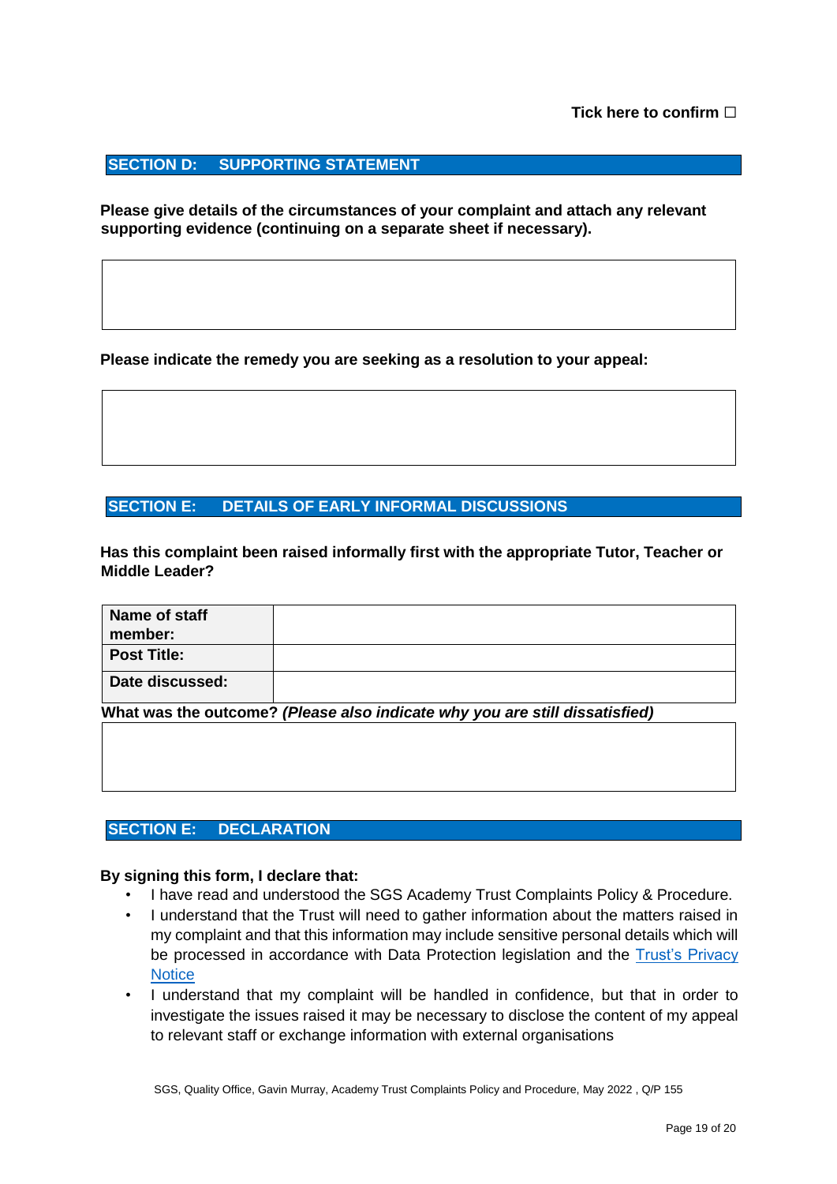**Tick here to confirm ☐**

## SECTION D: SUPPORTING STATEMENT

**Please give details of the circumstances of your complaint and attach any relevant supporting evidence (continuing on a separate sheet if necessary).**

| |
|---|
| |

**Please indicate the remedy you are seeking as a resolution to your appeal:**

| |
|---|
| |

## SECTION E: DETAILS OF EARLY INFORMAL DISCUSSIONS

**Has this complaint been raised informally first with the appropriate Tutor, Teacher or Middle Leader?**

| | |
|---|---|
| **Name of staff member:** | |
| **Post Title:** | |
| **Date discussed:** | |

**What was the outcome?** ***(Please also indicate why you are still dissatisfied)***

| |
|---|
| |

## SECTION E: DECLARATION

**By signing this form, I declare that:**

- I have read and understood the SGS Academy Trust Complaints Policy & Procedure.
- I understand that the Trust will need to gather information about the matters raised in my complaint and that this information may include sensitive personal details which will be processed in accordance with Data Protection legislation and the Trust's Privacy Notice
- I understand that my complaint will be handled in confidence, but that in order to investigate the issues raised it may be necessary to disclose the content of my appeal to relevant staff or exchange information with external organisations

SGS, Quality Office, Gavin Murray, Academy Trust Complaints Policy and Procedure, May 2022 , Q/P 155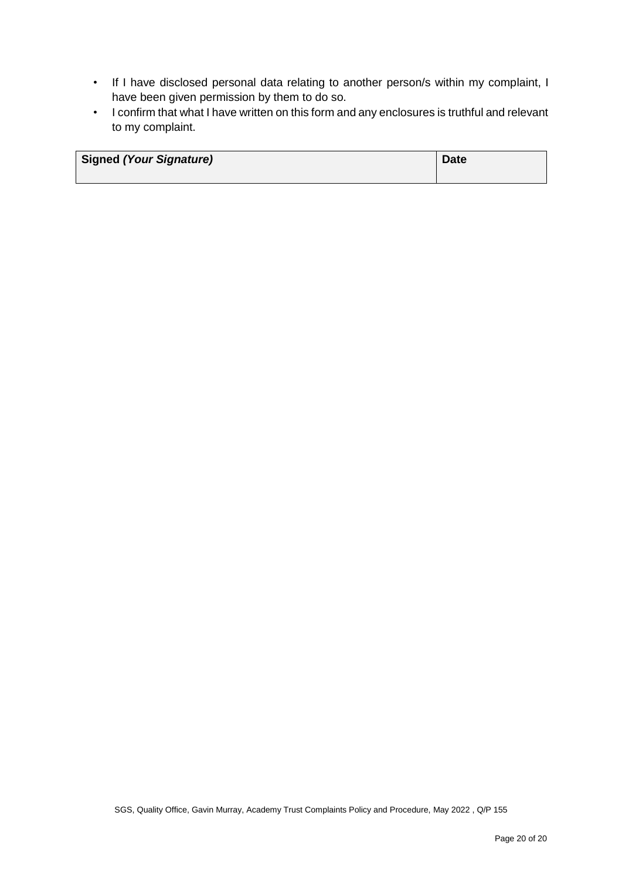- If I have disclosed personal data relating to another person/s within my complaint, I have been given permission by them to do so.
- I confirm that what I have written on this form and any enclosures is truthful and relevant to my complaint.

| **Signed** ***(Your Signature)*** | **Date** |
|---|---|
| | |

SGS, Quality Office, Gavin Murray, Academy Trust Complaints Policy and Procedure, May 2022 , Q/P 155